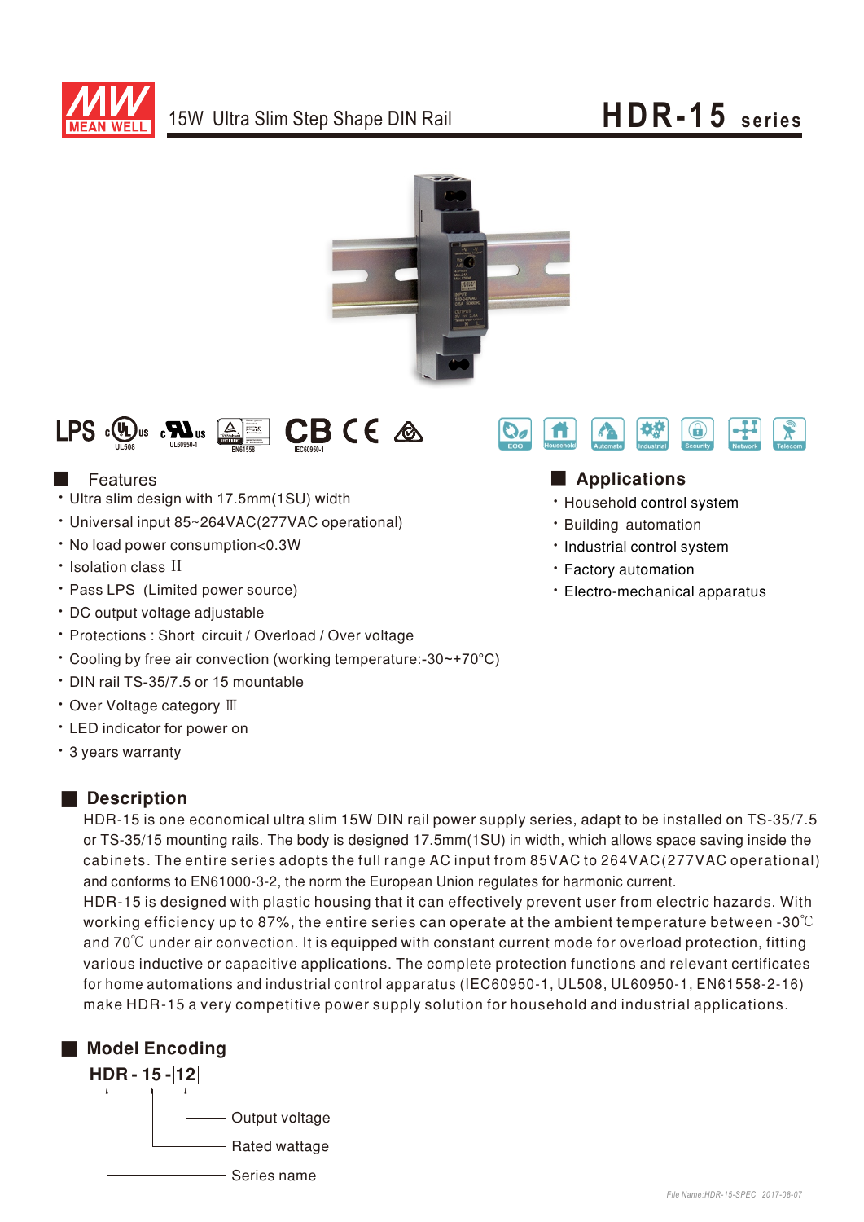# HDR-15 series

## 15W Ultra Slim Step Shape DIN Rail

LPS UL508 UL60950-1 EN61558 IEC60950-1

ECO Household Automate Industrial Security Network Telecom

## Features

- Ultra slim design with 17.5mm(1SU) width
- Universal input 85~264VAC(277VAC operational)
- No load power consumption<0.3W
- Isolation class II
- Pass LPS (Limited power source)
- DC output voltage adjustable
- Protections : Short circuit / Overload / Over voltage
- Cooling by free air convection (working temperature:-30~+70°C)
- DIN rail TS-35/7.5 or 15 mountable
- Over Voltage category III
- LED indicator for power on
- 3 years warranty

## Applications

- Household control system
- Building automation
- Industrial control system
- Factory automation
- Electro-mechanical apparatus

## Description

HDR-15 is one economical ultra slim 15W DIN rail power supply series, adapt to be installed on TS-35/7.5 or TS-35/15 mounting rails. The body is designed 17.5mm(1SU) in width, which allows space saving inside the cabinets. The entire series adopts the full range AC input from 85VAC to 264VAC(277VAC operational) and conforms to EN61000-3-2, the norm the European Union regulates for harmonic current.
HDR-15 is designed with plastic housing that it can effectively prevent user from electric hazards. With working efficiency up to 87%, the entire series can operate at the ambient temperature between -30℃ and 70℃ under air convection. It is equipped with constant current mode for overload protection, fitting various inductive or capacitive applications. The complete protection functions and relevant certificates for home automations and industrial control apparatus (IEC60950-1, UL508, UL60950-1, EN61558-2-16) make HDR-15 a very competitive power supply solution for household and industrial applications.

## Model Encoding

**HDR - 15 - 12**

- 12: Output voltage
- 15: Rated wattage
- HDR: Series name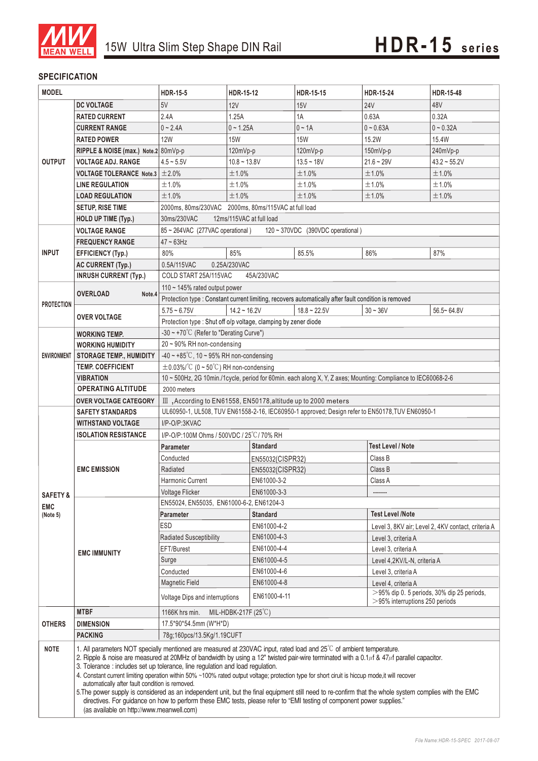## SPECIFICATION

| MODEL | | HDR-15-5 | HDR-15-12 | HDR-15-15 | HDR-15-24 | HDR-15-48 |
|---|---|---|---|---|---|---|
| OUTPUT | DC VOLTAGE | 5V | 12V | 15V | 24V | 48V |
| | RATED CURRENT | 2.4A | 1.25A | 1A | 0.63A | 0.32A |
| | CURRENT RANGE | 0 ~ 2.4A | 0 ~ 1.25A | 0 ~ 1A | 0 ~ 0.63A | 0 ~ 0.32A |
| | RATED POWER | 12W | 15W | 15W | 15.2W | 15.4W |
| | RIPPLE & NOISE (max.) Note.2 | 80mVp-p | 120mVp-p | 120mVp-p | 150mVp-p | 240mVp-p |
| | VOLTAGE ADJ. RANGE | 4.5 ~ 5.5V | 10.8 ~ 13.8V | 13.5 ~ 18V | 21.6 ~ 29V | 43.2 ~ 55.2V |
| | VOLTAGE TOLERANCE Note.3 | ±2.0% | ±1.0% | ±1.0% | ±1.0% | ±1.0% |
| | LINE REGULATION | ±1.0% | ±1.0% | ±1.0% | ±1.0% | ±1.0% |
| | LOAD REGULATION | ±1.0% | ±1.0% | ±1.0% | ±1.0% | ±1.0% |
| | SETUP, RISE TIME | 2000ms, 80ms/230VAC 2000ms, 80ms/115VAC at full load | | | | |
| | HOLD UP TIME (Typ.) | 30ms/230VAC 12ms/115VAC at full load | | | | |
| INPUT | VOLTAGE RANGE | 85 ~ 264VAC (277VAC operational) 120 ~ 370VDC (390VDC operational) | | | | |
| | FREQUENCY RANGE | 47 ~ 63Hz | | | | |
| | EFFICIENCY (Typ.) | 80% | 85% | 85.5% | 86% | 87% |
| | AC CURRENT (Typ.) | 0.5A/115VAC 0.25A/230VAC | | | | |
| | INRUSH CURRENT (Typ.) | COLD START 25A/115VAC 45A/230VAC | | | | |
| PROTECTION | OVERLOAD Note.4 | 110 ~ 145% rated output power | | | | |
| | | Protection type : Constant current limiting, recovers automatically after fault condition is removed | | | | |
| | OVER VOLTAGE | 5.75 ~ 6.75V | 14.2 ~ 16.2V | 18.8 ~ 22.5V | 30 ~ 36V | 56.5~ 64.8V |
| | | Protection type : Shut off o/p voltage, clamping by zener diode | | | | |
| ENVIRONMENT | WORKING TEMP. | -30 ~ +70℃ (Refer to "Derating Curve") | | | | |
| | WORKING HUMIDITY | 20 ~ 90% RH non-condensing | | | | |
| | STORAGE TEMP., HUMIDITY | -40 ~ +85℃, 10 ~ 95% RH non-condensing | | | | |
| | TEMP. COEFFICIENT | ±0.03%/℃ (0 ~ 50℃) RH non-condensing | | | | |
| | VIBRATION | 10 ~ 500Hz, 2G 10min./1cycle, period for 60min. each along X, Y, Z axes; Mounting: Compliance to IEC60068-2-6 | | | | |
| | OPERATING ALTITUDE | 2000 meters | | | | |
| | OVER VOLTAGE CATEGORY | Ⅲ ,According to EN61558, EN50178,altitude up to 2000 meters | | | | |
| SAFETY & EMC (Note 5) | SAFETY STANDARDS | UL60950-1, UL508, TUV EN61558-2-16, IEC60950-1 approved; Design refer to EN50178,TUV EN60950-1 | | | | |
| | WITHSTAND VOLTAGE | I/P-O/P:3KVAC | | | | |
| | ISOLATION RESISTANCE | I/P-O/P:100M Ohms / 500VDC / 25℃/ 70% RH | | | | |
| | EMC EMISSION | **Parameter** | **Standard** | | **Test Level / Note** | |
| | | Conducted | EN55032(CISPR32) | | Class B | |
| | | Radiated | EN55032(CISPR32) | | Class B | |
| | | Harmonic Current | EN61000-3-2 | | Class A | |
| | | Voltage Flicker | EN61000-3-3 | | ------- | |
| | EMC IMMUNITY | EN55024, EN55035, EN61000-6-2, EN61204-3 | | | | |
| | | **Parameter** | **Standard** | | **Test Level /Note** | |
| | | ESD | EN61000-4-2 | | Level 3, 8KV air; Level 2, 4KV contact, criteria A | |
| | | Radiated Susceptibility | EN61000-4-3 | | Level 3, criteria A | |
| | | EFT/Burest | EN61000-4-4 | | Level 3, criteria A | |
| | | Surge | EN61000-4-5 | | Level 4,2KV/L-N, criteria A | |
| | | Conducted | EN61000-4-6 | | Level 3, criteria A | |
| | | Magnetic Field | EN61000-4-8 | | Level 4, criteria A | |
| | | Voltage Dips and interruptions | EN61000-4-11 | | >95% dip 0. 5 periods, 30% dip 25 periods, >95% interruptions 250 periods | |
| OTHERS | MTBF | 1166K hrs min. MIL-HDBK-217F (25℃) | | | | |
| | DIMENSION | 17.5*90*54.5mm (W*H*D) | | | | |
| | PACKING | 78g;160pcs/13.5Kg/1.19CUFT | | | | |

**NOTE**

1. All parameters NOT specially mentioned are measured at 230VAC input, rated load and 25℃ of ambient temperature.
2. Ripple & noise are measured at 20MHz of bandwidth by using a 12" twisted pair-wire terminated with a 0.1μf & 47μf parallel capacitor.
3. Tolerance : includes set up tolerance, line regulation and load regulation.
4. Constant current limiting operation within 50% ~100% rated output voltage; protection type for short ciruit is hiccup mode,it will recover automatically after fault condition is removed.
5. The power supply is considered as an independent unit, but the final equipment still need to re-confirm that the whole system complies with the EMC directives. For guidance on how to perform these EMC tests, please refer to "EMI testing of component power supplies." (as available on http://www.meanwell.com)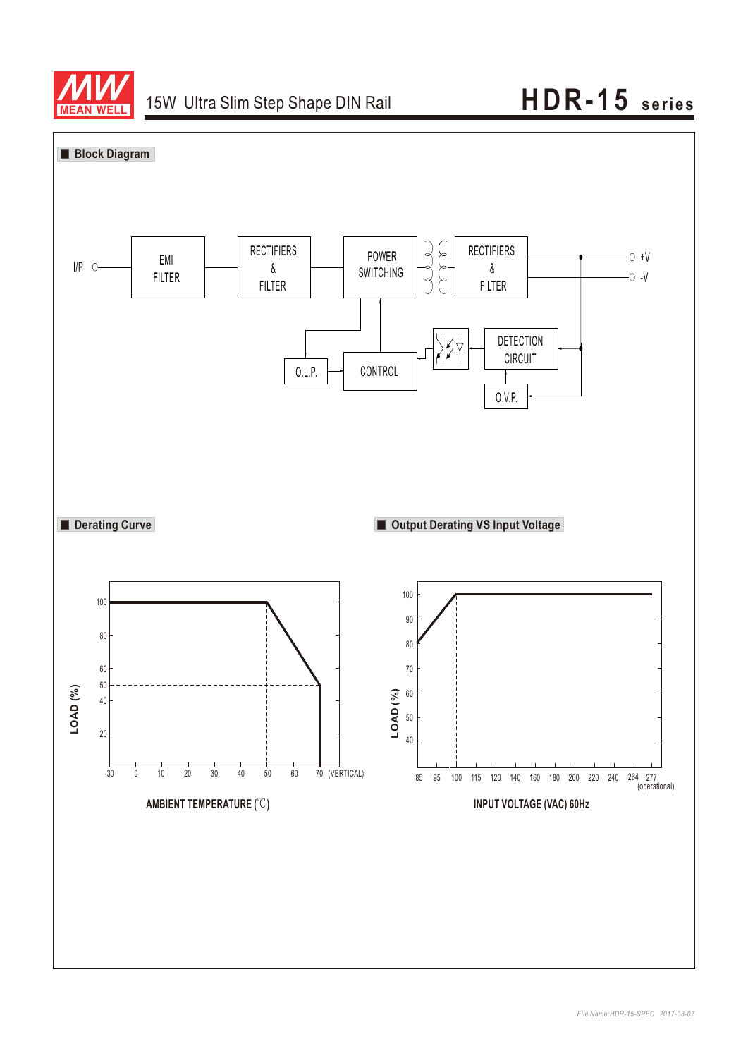## Block Diagram

I/P → EMI FILTER → RECTIFIERS & FILTER → POWER SWITCHING → RECTIFIERS & FILTER → +V / -V

DETECTION CIRCUIT

O.V.P.

CONTROL

O.L.P.

## Derating Curve

LOAD (%)

100, 80, 60, 50, 40, 20

-30, 0, 10, 20, 30, 40, 50, 60, 70 (VERTICAL)

AMBIENT TEMPERATURE (℃)

## Output Derating VS Input Voltage

LOAD (%)

100, 90, 80, 70, 60, 50, 40

85, 95, 100, 115, 120, 140, 160, 180, 200, 220, 240, 264, 277 (operational)

INPUT VOLTAGE (VAC) 60Hz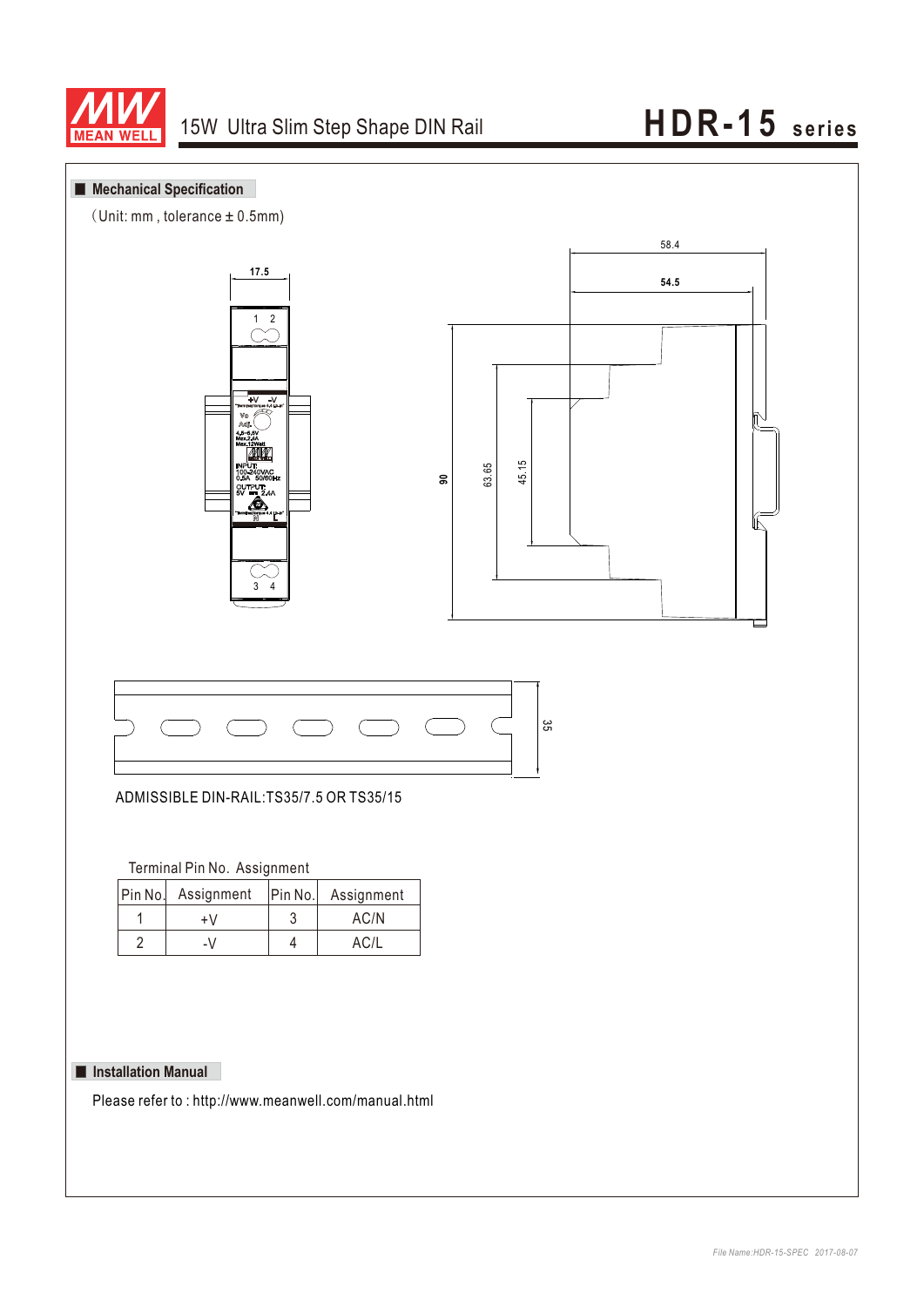## Mechanical Specification

（Unit: mm , tolerance ± 0.5mm)

17.5

1 2

+V -V

Vo Adj.

4.5~5.5V
Max.2.4A
Max.12Watt

INPUT:
100-240VAC
0.5A 50/60Hz

OUTPUT:
5V 2.4A

3 4

58.4

54.5

90

63.65

45.15

35

ADMISSIBLE DIN-RAIL:TS35/7.5 OR TS35/15

Terminal Pin No. Assignment

| Pin No. | Assignment | Pin No. | Assignment |
|---|---|---|---|
| 1 | +V | 3 | AC/N |
| 2 | -V | 4 | AC/L |

## Installation Manual

Please refer to : http://www.meanwell.com/manual.html